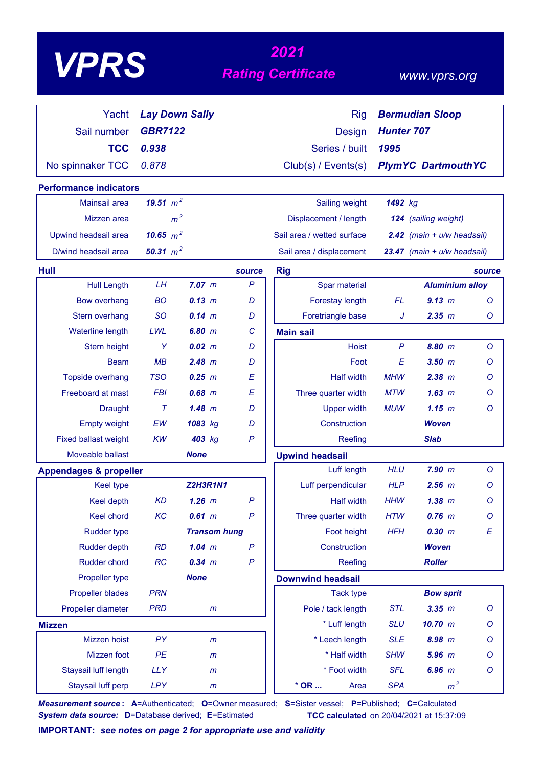# VPRS

## 2021 Rating Certificate

www.vprs.org

| | | | |
|---|---|---|---|
| Yacht | **Lay Down Sally** | Rig | **Bermudian Sloop** |
| Sail number | **GBR7122** | Design | **Hunter 707** |
| **TCC** | **0.938** | Series / built | **1995** |
| No spinnaker TCC | 0.878 | Club(s) / Events(s) | **PlymYC DartmouthYC** |

### Performance indicators

| | | | |
|---|---|---|---|
| Mainsail area | **19.51** $m^2$ | Sailing weight | **1492** kg |
| Mizzen area | $m^2$ | Displacement / length | **124** (sailing weight) |
| Upwind headsail area | **10.65** $m^2$ | Sail area / wetted surface | **2.42** (main + u/w headsail) |
| D/wind headsail area | **50.31** $m^2$ | Sail area / displacement | **23.47** (main + u/w headsail) |

### Hull

| | | | source |
|---|---|---|---|
| Hull Length | LH | **7.07** m | P |
| Bow overhang | BO | **0.13** m | D |
| Stern overhang | SO | **0.14** m | D |
| Waterline length | LWL | **6.80** m | C |
| Stern height | Y | **0.02** m | D |
| Beam | MB | **2.48** m | D |
| Topside overhang | TSO | **0.25** m | E |
| Freeboard at mast | FBI | **0.68** m | E |
| Draught | T | **1.48** m | D |
| Empty weight | EW | **1083** kg | D |
| Fixed ballast weight | KW | **403** kg | P |
| Moveable ballast | | **None** | |

### Appendages & propeller

| | | | |
|---|---|---|---|
| Keel type | | **Z2H3R1N1** | |
| Keel depth | KD | **1.26** m | P |
| Keel chord | KC | **0.61** m | P |
| Rudder type | | **Transom hung** | |
| Rudder depth | RD | **1.04** m | P |
| Rudder chord | RC | **0.34** m | P |
| Propeller type | | **None** | |
| Propeller blades | PRN | | |
| Propeller diameter | PRD | m | |

### Mizzen

| | | | |
|---|---|---|---|
| Mizzen hoist | PY | m | |
| Mizzen foot | PE | m | |
| Staysail luff length | LLY | m | |
| Staysail luff perp | LPY | m | |

### Rig

| | | | source |
|---|---|---|---|
| Spar material | | **Aluminium alloy** | |
| Forestay length | FL | **9.13** m | O |
| Foretriangle base | J | **2.35** m | O |

### Main sail

| | | | |
|---|---|---|---|
| Hoist | P | **8.80** m | O |
| Foot | E | **3.50** m | O |
| Half width | MHW | **2.38** m | O |
| Three quarter width | MTW | **1.63** m | O |
| Upper width | MUW | **1.15** m | O |
| Construction | | **Woven** | |
| Reefing | | **Slab** | |

### Upwind headsail

| | | | |
|---|---|---|---|
| Luff length | HLU | **7.90** m | O |
| Luff perpendicular | HLP | **2.56** m | O |
| Half width | HHW | **1.38** m | O |
| Three quarter width | HTW | **0.76** m | O |
| Foot height | HFH | **0.30** m | E |
| Construction | | **Woven** | |
| Reefing | | **Roller** | |

### Downwind headsail

| | | | |
|---|---|---|---|
| Tack type | | **Bow sprit** | |
| Pole / tack length | STL | **3.35** m | O |
| * Luff length | SLU | **10.70** m | O |
| * Leech length | SLE | **8.98** m | O |
| * Half width | SHW | **5.96** m | O |
| * Foot width | SFL | **6.96** m | O |
| * **OR ...** Area | SPA | $m^2$ | |

***Measurement source*:** **A**=Authenticated; **O**=Owner measured; **S**=Sister vessel; **P**=Published; **C**=Calculated
***System data source:*** **D**=Database derived; **E**=Estimated

**TCC calculated** on 20/04/2021 at 15:37:09

**IMPORTANT:** ***see notes on page 2 for appropriate use and validity***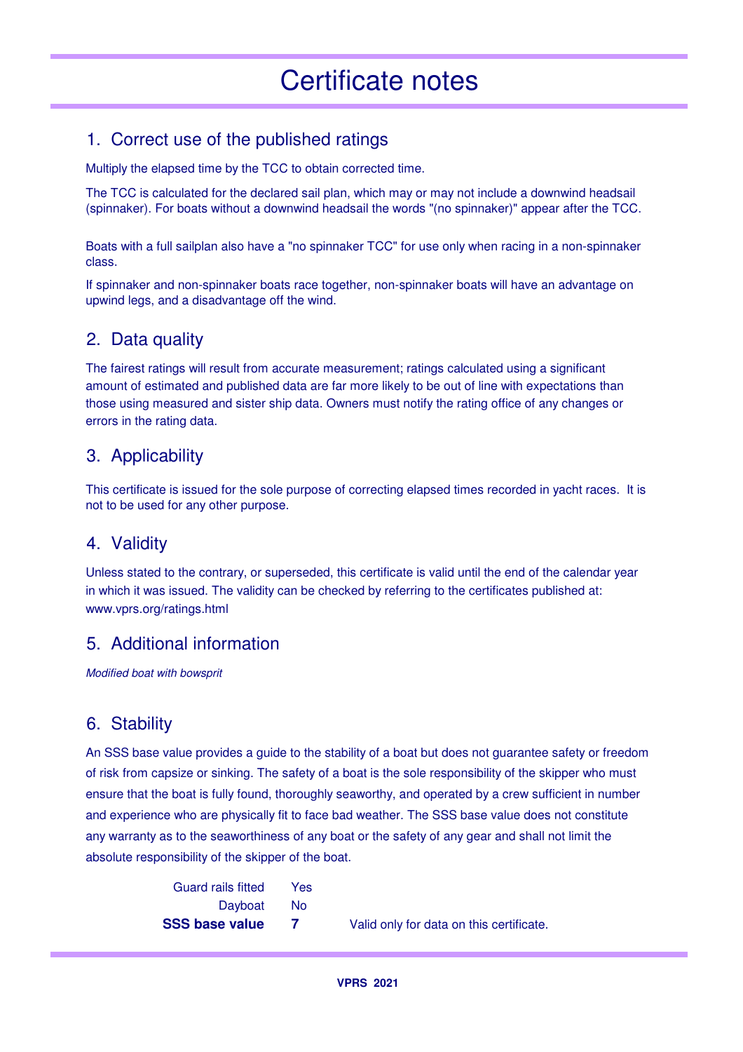# Certificate notes

## 1. Correct use of the published ratings

Multiply the elapsed time by the TCC to obtain corrected time.

The TCC is calculated for the declared sail plan, which may or may not include a downwind headsail (spinnaker). For boats without a downwind headsail the words "(no spinnaker)" appear after the TCC.

Boats with a full sailplan also have a "no spinnaker TCC" for use only when racing in a non-spinnaker class.

If spinnaker and non-spinnaker boats race together, non-spinnaker boats will have an advantage on upwind legs, and a disadvantage off the wind.

## 2. Data quality

The fairest ratings will result from accurate measurement; ratings calculated using a significant amount of estimated and published data are far more likely to be out of line with expectations than those using measured and sister ship data. Owners must notify the rating office of any changes or errors in the rating data.

## 3. Applicability

This certificate is issued for the sole purpose of correcting elapsed times recorded in yacht races. It is not to be used for any other purpose.

## 4. Validity

Unless stated to the contrary, or superseded, this certificate is valid until the end of the calendar year in which it was issued. The validity can be checked by referring to the certificates published at: www.vprs.org/ratings.html

## 5. Additional information

*Modified boat with bowsprit*

## 6. Stability

An SSS base value provides a guide to the stability of a boat but does not guarantee safety or freedom of risk from capsize or sinking. The safety of a boat is the sole responsibility of the skipper who must ensure that the boat is fully found, thoroughly seaworthy, and operated by a crew sufficient in number and experience who are physically fit to face bad weather. The SSS base value does not constitute any warranty as to the seaworthiness of any boat or the safety of any gear and shall not limit the absolute responsibility of the skipper of the boat.

| | | |
|---|---|---|
| Guard rails fitted | Yes | |
| Dayboat | No | |
| **SSS base value** | **7** | Valid only for data on this certificate. |

**VPRS 2021**